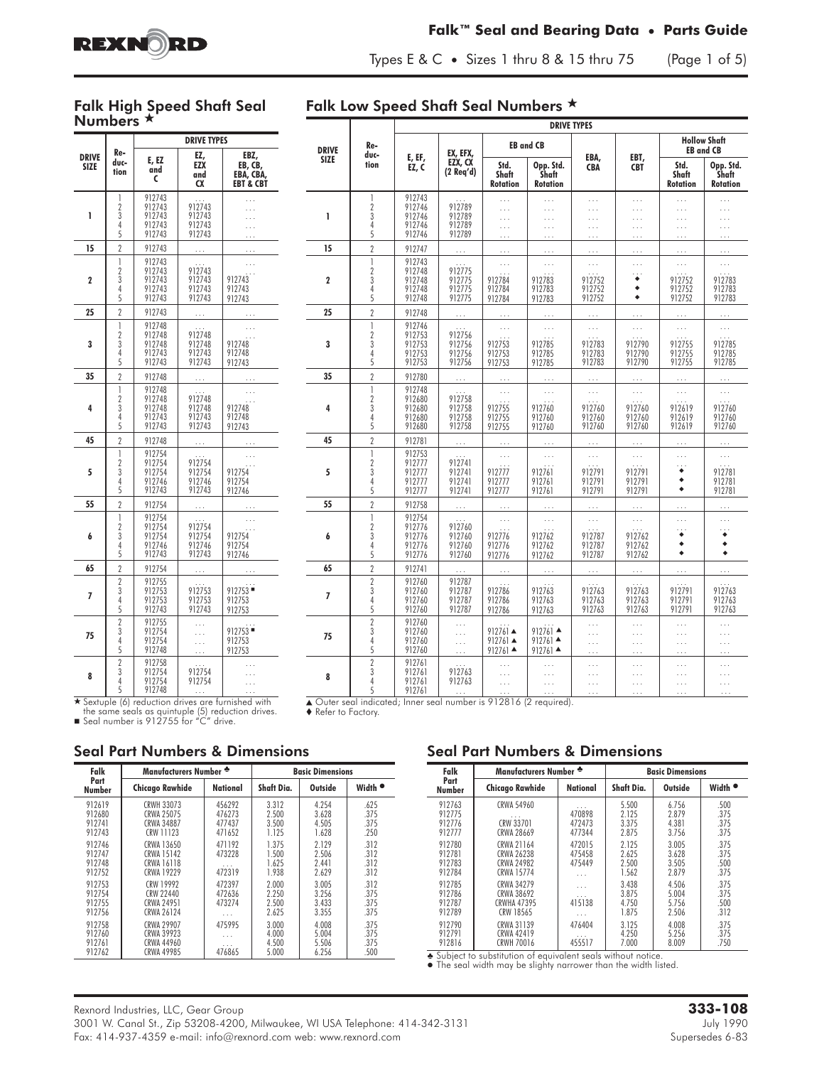# Falk™ Seal and Bearing Data • Parts Guide

Types E & C • Sizes 1 thru 8 & 15 thru 75

## Falk High Speed Shaft Seal Numbers ★

| DRIVE SIZE | Re-duction | E, EZ and C | EZ, EZX and CX | EBZ, EB, CB, EBA, CBA, EBT & CBT |
|---|---|---|---|---|
| 1 | 1 | 912743 | ... | ... |
| | 2 | 912743 | 912743 | ... |
| | 3 | 912743 | 912743 | ... |
| | 4 | 912743 | 912743 | ... |
| | 5 | 912743 | 912743 | ... |
| 15 | 2 | 912743 | ... | ... |
| 2 | 1 | 912743 | ... | ... |
| | 2 | 912743 | 912743 | ... |
| | 3 | 912743 | 912743 | 912743 |
| | 4 | 912743 | 912743 | 912743 |
| | 5 | 912743 | 912743 | 912743 |
| 25 | 2 | 912743 | ... | ... |
| 3 | 1 | 912748 | ... | ... |
| | 2 | 912748 | 912748 | ... |
| | 3 | 912748 | 912748 | 912748 |
| | 4 | 912743 | 912743 | 912748 |
| | 5 | 912743 | 912743 | 912743 |
| 35 | 2 | 912748 | ... | ... |
| 4 | 1 | 912748 | ... | ... |
| | 2 | 912748 | 912748 | ... |
| | 3 | 912748 | 912748 | 912748 |
| | 4 | 912743 | 912743 | 912748 |
| | 5 | 912743 | 912743 | 912743 |
| 45 | 2 | 912748 | ... | ... |
| 5 | 1 | 912754 | ... | ... |
| | 2 | 912754 | 912754 | ... |
| | 3 | 912754 | 912754 | 912754 |
| | 4 | 912746 | 912746 | 912754 |
| | 5 | 912743 | 912743 | 912746 |
| 55 | 2 | 912754 | ... | ... |
| 6 | 1 | 912754 | ... | ... |
| | 2 | 912754 | 912754 | ... |
| | 3 | 912754 | 912754 | 912754 |
| | 4 | 912746 | 912746 | 912754 |
| | 5 | 912743 | 912743 | 912746 |
| 65 | 2 | 912754 | ... | ... |
| 7 | 2 | 912755 | ... | ... |
| | 3 | 912753 | 912753 | 912753 ■ |
| | 4 | 912753 | 912753 | 912753 |
| | 5 | 912743 | 912743 | 912753 |
| 75 | 2 | 912755 | ... | ... |
| | 3 | 912754 | ... | 912753 ■ |
| | 4 | 912754 | ... | 912753 |
| | 5 | 912748 | ... | 912753 |
| 8 | 2 | 912758 | ... | ... |
| | 3 | 912754 | 912754 | ... |
| | 4 | 912754 | 912754 | ... |
| | 5 | 912748 | ... | ... |

★ Sextuple (6) reduction drives are furnished with the same seals as quintuple (5) reduction drives.
■ Seal number is 912755 for "C" drive.

## Falk Low Speed Shaft Seal Numbers ★

| DRIVE SIZE | Re-duction | E, EF, EZ, C | EX, EFX, EZX, CX (2 Req'd) | EB and CB Std. Shaft Rotation | EB and CB Opp. Std. Shaft Rotation | EBA, CBA | EBT, CBT | Hollow Shaft EB and CB Std. Shaft Rotation | Hollow Shaft EB and CB Opp. Std. Shaft Rotation |
|---|---|---|---|---|---|---|---|---|---|
| 1 | 1 | 912743 | ... | ... | ... | ... | ... | ... | ... |
| | 2 | 912746 | 912789 | ... | ... | ... | ... | ... | ... |
| | 3 | 912746 | 912789 | ... | ... | ... | ... | ... | ... |
| | 4 | 912746 | 912789 | ... | ... | ... | ... | ... | ... |
| | 5 | 912746 | 912789 | ... | ... | ... | ... | ... | ... |
| 15 | 2 | 912747 | ... | ... | ... | ... | ... | ... | ... |
| 2 | 1 | 912743 | ... | ... | ... | ... | ... | ... | ... |
| | 2 | 912748 | 912775 | ... | ... | ... | ... | ... | ... |
| | 3 | 912748 | 912775 | 912784 | 912783 | 912752 | ♦ | 912752 | 912783 |
| | 4 | 912748 | 912775 | 912784 | 912783 | 912752 | ♦ | 912752 | 912783 |
| | 5 | 912748 | 912775 | 912784 | 912783 | 912752 | ♦ | 912752 | 912783 |
| 25 | 2 | 912748 | ... | ... | ... | ... | ... | ... | ... |
| 3 | 1 | 912746 | ... | ... | ... | ... | ... | ... | ... |
| | 2 | 912753 | 912756 | ... | ... | ... | ... | ... | ... |
| | 3 | 912753 | 912756 | 912753 | 912785 | 912783 | 912790 | 912755 | 912785 |
| | 4 | 912753 | 912756 | 912753 | 912785 | 912783 | 912790 | 912755 | 912785 |
| | 5 | 912753 | 912756 | 912753 | 912785 | 912783 | 912790 | 912755 | 912785 |
| 35 | 2 | 912780 | ... | ... | ... | ... | ... | ... | ... |
| 4 | 1 | 912748 | ... | ... | ... | ... | ... | ... | ... |
| | 2 | 912680 | 912758 | ... | ... | ... | ... | ... | ... |
| | 3 | 912680 | 912758 | 912755 | 912760 | 912760 | 912760 | 912619 | 912760 |
| | 4 | 912680 | 912758 | 912755 | 912760 | 912760 | 912760 | 912619 | 912760 |
| | 5 | 912680 | 912758 | 912755 | 912760 | 912760 | 912760 | 912619 | 912760 |
| 45 | 2 | 912781 | ... | ... | ... | ... | ... | ... | ... |
| 5 | 1 | 912753 | ... | ... | ... | ... | ... | ... | ... |
| | 2 | 912777 | 912741 | ... | ... | ... | ... | ... | ... |
| | 3 | 912777 | 912741 | 912777 | 912761 | 912791 | 912791 | ♦ | 912781 |
| | 4 | 912777 | 912741 | 912777 | 912761 | 912791 | 912791 | ♦ | 912781 |
| | 5 | 912777 | 912741 | 912777 | 912761 | 912791 | 912791 | ♦ | 912781 |
| 55 | 2 | 912758 | ... | ... | ... | ... | ... | ... | ... |
| 6 | 1 | 912754 | ... | ... | ... | ... | ... | ... | ... |
| | 2 | 912776 | 912760 | ... | ... | ... | ... | ... | ... |
| | 3 | 912776 | 912760 | 912776 | 912762 | 912787 | 912762 | ♦ | ♦ |
| | 4 | 912776 | 912760 | 912776 | 912762 | 912787 | 912762 | ♦ | ♦ |
| | 5 | 912776 | 912760 | 912776 | 912762 | 912787 | 912762 | ♦ | ♦ |
| 65 | 2 | 912741 | ... | ... | ... | ... | ... | ... | ... |
| 7 | 2 | 912760 | 912787 | ... | ... | ... | ... | ... | ... |
| | 3 | 912760 | 912787 | 912786 | 912763 | 912763 | 912763 | 912791 | 912763 |
| | 4 | 912760 | 912787 | 912786 | 912763 | 912763 | 912763 | 912791 | 912763 |
| | 5 | 912760 | 912787 | 912786 | 912763 | 912763 | 912763 | 912791 | 912763 |
| 75 | 2 | 912760 | ... | ... | ... | ... | ... | ... | ... |
| | 3 | 912760 | ... | 912761 ▲ | 912761 ▲ | ... | ... | ... | ... |
| | 4 | 912760 | ... | 912761 ▲ | 912761 ▲ | ... | ... | ... | ... |
| | 5 | 912760 | ... | 912761 ▲ | 912761 ▲ | ... | ... | ... | ... |
| 8 | 2 | 912761 | ... | ... | ... | ... | ... | ... | ... |
| | 3 | 912761 | 912763 | ... | ... | ... | ... | ... | ... |
| | 4 | 912761 | 912763 | ... | ... | ... | ... | ... | ... |
| | 5 | 912761 | ... | ... | ... | ... | ... | ... | ... |

▲ Outer seal indicated; Inner seal number is 912816 (2 required).
♦ Refer to Factory.

## Seal Part Numbers & Dimensions

| Falk Part Number | Manufacturers Number ♣ Chicago Rawhide | National | Basic Dimensions Shaft Dia. | Outside | Width ● |
|---|---|---|---|---|---|
| 912619 | CRWH 33073 | 456292 | 3.312 | 4.254 | .625 |
| 912680 | CRWA 25075 | 476273 | 2.500 | 3.628 | .375 |
| 912741 | CRWA 34887 | 477437 | 3.500 | 4.505 | .375 |
| 912743 | CRW 11123 | 471652 | 1.125 | 1.628 | .250 |
| 912746 | CRWA 13650 | 471192 | 1.375 | 2.129 | .312 |
| 912747 | CRWA 15142 | 473228 | 1.500 | 2.506 | .312 |
| 912748 | CRWA 16118 | ... | 1.625 | 2.441 | .312 |
| 912752 | CRWA 19229 | 472319 | 1.938 | 2.629 | .312 |
| 912753 | CRW 19992 | 472397 | 2.000 | 3.005 | .312 |
| 912754 | CRW 22440 | 472636 | 2.250 | 3.256 | .375 |
| 912755 | CRWA 24951 | 473274 | 2.500 | 3.433 | .375 |
| 912756 | CRWA 26124 | ... | 2.625 | 3.355 | .375 |
| 912758 | CRWA 29907 | 475995 | 3.000 | 4.008 | .375 |
| 912760 | CRWA 39923 | ... | 4.000 | 5.004 | .375 |
| 912761 | CRWA 44960 | ... | 4.500 | 5.506 | .375 |
| 912762 | CRWA 49985 | 476865 | 5.000 | 6.256 | .500 |

## Seal Part Numbers & Dimensions

| Falk Part Number | Manufacturers Number ♣ Chicago Rawhide | National | Basic Dimensions Shaft Dia. | Outside | Width ● |
|---|---|---|---|---|---|
| 912763 | CRWA 54960 | ... | 5.500 | 6.756 | .500 |
| 912775 | ... | 470898 | 2.125 | 2.879 | .375 |
| 912776 | CRW 33701 | 472473 | 3.375 | 4.381 | .375 |
| 912777 | CRWA 28669 | 477344 | 2.875 | 3.756 | .375 |
| 912780 | CRWA 21164 | 472015 | 2.125 | 3.005 | .375 |
| 912781 | CRWA 26238 | 475458 | 2.625 | 3.628 | .375 |
| 912783 | CRWA 24982 | 475449 | 2.500 | 3.505 | .500 |
| 912784 | CRWA 15774 | ... | 1.562 | 2.879 | .375 |
| 912785 | CRWA 34279 | ... | 3.438 | 4.506 | .375 |
| 912786 | CRWA 38692 | ... | 3.875 | 5.004 | .375 |
| 912787 | CRWHA 47395 | 415138 | 4.750 | 5.756 | .500 |
| 912789 | CRW 18565 | ... | 1.875 | 2.506 | .312 |
| 912790 | CRWA 31139 | 476404 | 3.125 | 4.008 | .375 |
| 912791 | CRWA 42419 | ... | 4.250 | 5.256 | .375 |
| 912816 | CRWH 70016 | 455517 | 7.000 | 8.009 | .750 |

♣ Subject to substitution of equivalent seals without notice.
● The seal width may be slighty narrower than the width listed.

Rexnord Industries, LLC, Gear Group
3001 W. Canal St., Zip 53208-4200, Milwaukee, WI USA Telephone: 414-342-3131
Fax: 414-937-4359 e-mail: info@rexnord.com web: www.rexnord.com

**333-108**
July 1990
Supersedes 6-83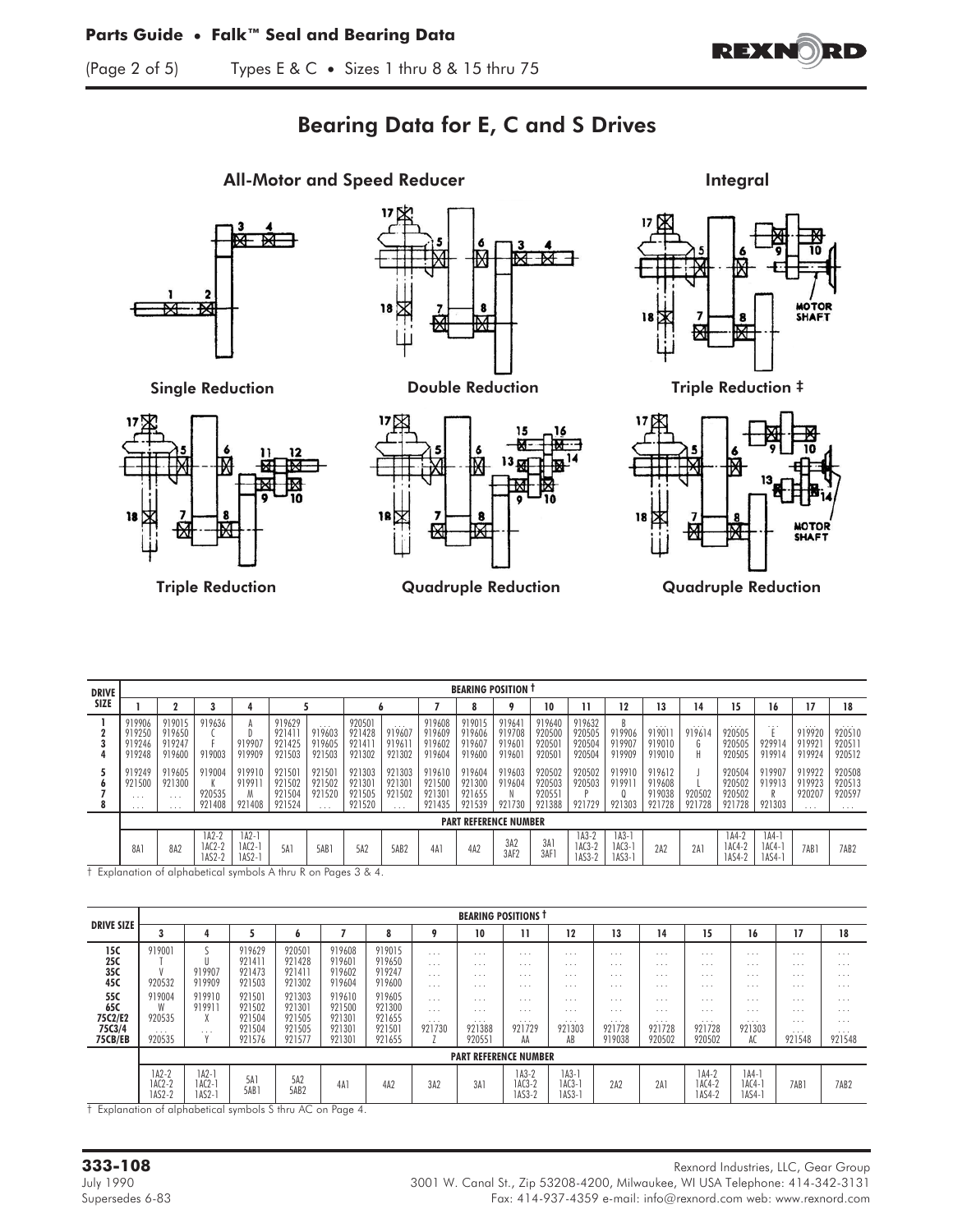# Bearing Data for E, C and S Drives

**All-Motor and Speed Reducer** | **Integral**

Single Reduction — Double Reduction — Triple Reduction ‡

Triple Reduction — Quadruple Reduction — Quadruple Reduction

| DRIVE SIZE | BEARING POSITION † | | | | | | | | | | | | | | | | | | | |
|---|---|---|---|---|---|---|---|---|---|---|---|---|---|---|---|---|---|---|---|---|
| | 1 | 2 | 3 | 4 | 5 | | 6 | | 7 | 8 | 9 | 10 | 11 | 12 | 13 | 14 | 15 | 16 | 17 | 18 |
| 1 | 919906 | 919015 | 919636 | A | 919629 | . . . | 920501 | . . . | 919608 | 919015 | 919641 | 919640 | 919632 | B | . . . | . . . | . . . | . . . | . . . | . . . |
| 2 | 919250 | 919650 | C | D | 921411 | 919603 | 921428 | 919607 | 919609 | 919606 | 919708 | 920500 | 920505 | 919906 | 919011 | 919614 | 920505 | E | 919920 | 920510 |
| 3 | 919246 | 919247 | F | 919907 | 921425 | 919605 | 921411 | 919611 | 919602 | 919607 | 919601 | 920501 | 920504 | 919907 | 919010 | G | 920505 | 929914 | 919921 | 920511 |
| 4 | 919248 | 919600 | 919003 | 919909 | 921503 | 921503 | 921302 | 921302 | 919604 | 919600 | 919601 | 920501 | 920504 | 919909 | 919010 | H | 920505 | 919914 | 919924 | 920512 |
| 5 | 919249 | 919605 | 919004 | 919910 | 921501 | 921501 | 921303 | 921303 | 919610 | 919604 | 919603 | 920502 | 920502 | 919910 | 919612 | J | 920504 | 919907 | 919922 | 920508 |
| 6 | 921500 | 921300 | K | 919911 | 921502 | 921502 | 921301 | 921301 | 921500 | 921300 | 919604 | 920503 | 920503 | 919911 | 919608 | L | 920502 | 919913 | 919923 | 920513 |
| 7 | . . . | . . . | 920535 | M | 921504 | 921520 | 921505 | 921502 | 921301 | 921655 | N | 920551 | P | Q | 919038 | 920502 | 920502 | R | 920207 | 920597 |
| 8 | . . . | . . . | 921408 | 921408 | 921524 | . . . | 921520 | . . . | 921435 | 921539 | 921730 | 921388 | 921729 | 921303 | 921728 | 921728 | 921728 | 921303 | . . . | . . . |
| | **PART REFERENCE NUMBER** | | | | | | | | | | | | | | | | | | | |
| | 8A1 | 8A2 | 1A2-2 1AC2-2 1AS2-2 | 1A2-1 1AC2-1 1AS2-1 | 5A1 | 5AB1 | 5A2 | 5AB2 | 4A1 | 4A2 | 3A2 3AF2 | 3A1 3AF1 | 1A3-2 1AC3-2 1AS3-2 | 1A3-1 1AC3-1 1AS3-1 | 2A2 | 2A1 | 1A4-2 1AC4-2 1AS4-2 | 1A4-1 1AC4-1 1AS4-1 | 7AB1 | 7AB2 |

† Explanation of alphabetical symbols A thru R on Pages 3 & 4.

| DRIVE SIZE | BEARING POSITIONS † | | | | | | | | | | | | | | | |
|---|---|---|---|---|---|---|---|---|---|---|---|---|---|---|---|---|
| | 3 | 4 | 5 | 6 | 7 | 8 | 9 | 10 | 11 | 12 | 13 | 14 | 15 | 16 | 17 | 18 |
| 15C | 919001 | S | 919629 | 920501 | 919608 | 919015 | . . . | . . . | . . . | . . . | . . . | . . . | . . . | . . . | . . . | . . . |
| 25C | T | U | 921411 | 921428 | 919601 | 919650 | . . . | . . . | . . . | . . . | . . . | . . . | . . . | . . . | . . . | . . . |
| 35C | V | 919907 | 921473 | 921411 | 919602 | 919247 | . . . | . . . | . . . | . . . | . . . | . . . | . . . | . . . | . . . | . . . |
| 45C | 920532 | 919909 | 921503 | 921302 | 919604 | 919600 | . . . | . . . | . . . | . . . | . . . | . . . | . . . | . . . | . . . | . . . |
| 55C | 919004 | 919910 | 921501 | 921303 | 919610 | 919605 | . . . | . . . | . . . | . . . | . . . | . . . | . . . | . . . | . . . | . . . |
| 65C | W | 919911 | 921502 | 921301 | 921500 | 921300 | . . . | . . . | . . . | . . . | . . . | . . . | . . . | . . . | . . . | . . . |
| 75C2/E2 | 920535 | X | 921504 | 921505 | 921301 | 921655 | . . . | . . . | . . . | . . . | . . . | . . . | . . . | . . . | . . . | . . . |
| 75C3/4 | . . . | . . . | 921504 | 921505 | 921301 | 921501 | 921730 | 921388 | 921729 | 921303 | 921728 | 921728 | 921728 | 921303 | . . . | . . . |
| 75CB/EB | 920535 | Y | 921576 | 921577 | 921301 | 921655 | Z | 920551 | AA | AB | 919038 | 920502 | 920502 | AC | 921548 | 921548 |
| | **PART REFERENCE NUMBER** | | | | | | | | | | | | | | | |
| | 1A2-2 1AC2-2 1AS2-2 | 1A2-1 1AC2-1 1AS2-1 | 5A1 5AB1 | 5A2 5AB2 | 4A1 | 4A2 | 3A2 | 3A1 | 1A3-2 1AC3-2 1AS3-2 | 1A3-1 1AC3-1 1AS3-1 | 2A2 | 2A1 | 1A4-2 1AC4-2 1AS4-2 | 1A4-1 1AC4-1 1AS4-1 | 7AB1 | 7AB2 |

† Explanation of alphabetical symbols S thru AC on Page 4.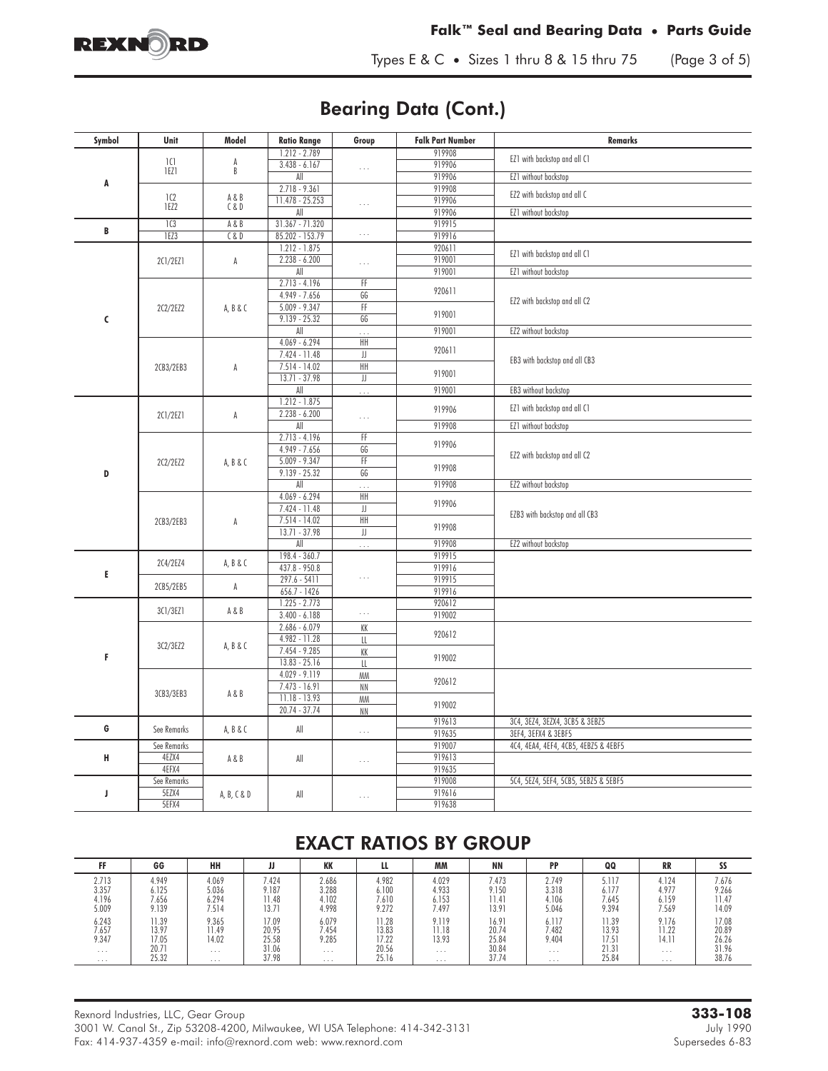## Bearing Data (Cont.)

| Symbol | Unit | Model | Ratio Range | Group | Falk Part Number | Remarks |
|---|---|---|---|---|---|---|
| A | 1C1<br>1EZ1 | A<br>B | 1.212 - 2.789 | ... | 919908 | EZ1 with backstop and all C1 |
| | | | 3.438 - 6.167 | | 919906 | |
| | | | All | | 919906 | EZ1 without backstop |
| | 1C2<br>1EZ2 | A & B<br>C & D | 2.718 - 9.361 | ... | 919908 | EZ2 with backstop and all C |
| | | | 11.478 - 25.253 | | 919906 | |
| | | | All | | 919906 | EZ1 without backstop |
| B | 1C3 | A & B | 31.367 - 71.320 | ... | 919915 | |
| | 1EZ3 | C & D | 85.202 - 153.79 | | 919916 | |
| C | 2C1/2EZ1 | A | 1.212 - 1.875 | ... | 920611 | EZ1 with backstop and all C1 |
| | | | 2.238 - 6.200 | | 919001 | |
| | | | All | | 919001 | EZ1 without backstop |
| | 2C2/2EZ2 | A, B & C | 2.713 - 4.196 | FF | 920611 | EZ2 with backstop and all C2 |
| | | | 4.949 - 7.656 | GG | | |
| | | | 5.009 - 9.347 | FF | 919001 | |
| | | | 9.139 - 25.32 | GG | | |
| | | | All | ... | 919001 | EZ2 without backstop |
| | 2CB3/2EB3 | A | 4.069 - 6.294 | HH | 920611 | EB3 with backstop and all CB3 |
| | | | 7.424 - 11.48 | JJ | | |
| | | | 7.514 - 14.02 | HH | 919001 | |
| | | | 13.71 - 37.98 | JJ | | |
| | | | All | ... | 919001 | EB3 without backstop |
| D | 2C1/2EZ1 | A | 1.212 - 1.875 | ... | 919906 | EZ1 with backstop and all C1 |
| | | | 2.238 - 6.200 | | | |
| | | | All | | 919908 | EZ1 without backstop |
| | 2C2/2EZ2 | A, B & C | 2.713 - 4.196 | FF | 919906 | EZ2 with backstop and all C2 |
| | | | 4.949 - 7.656 | GG | | |
| | | | 5.009 - 9.347 | FF | 919908 | |
| | | | 9.139 - 25.32 | GG | | |
| | | | All | ... | 919908 | EZ2 without backstop |
| | 2CB3/2EB3 | A | 4.069 - 6.294 | HH | 919906 | EZB3 with backstop and all CB3 |
| | | | 7.424 - 11.48 | JJ | | |
| | | | 7.514 - 14.02 | HH | 919908 | |
| | | | 13.71 - 37.98 | JJ | | |
| | | | All | ... | 919908 | EZ2 without backstop |
| E | 2C4/2EZ4 | A, B & C | 198.4 - 360.7 | ... | 919915 | |
| | | | 437.8 - 950.8 | | 919916 | |
| | 2CB5/2EB5 | A | 297.6 - 5411 | | 919915 | |
| | | | 656.7 - 1426 | | 919916 | |
| F | 3C1/3EZ1 | A & B | 1.225 - 2.773 | ... | 920612 | |
| | | | 3.400 - 6.188 | | 919002 | |
| | 3C2/3EZ2 | A, B & C | 2.686 - 6.079 | KK | 920612 | |
| | | | 4.982 - 11.28 | LL | | |
| | | | 7.454 - 9.285 | KK | 919002 | |
| | | | 13.83 - 25.16 | LL | | |
| | 3CB3/3EB3 | A & B | 4.029 - 9.119 | MM | 920612 | |
| | | | 7.473 - 16.91 | NN | | |
| | | | 11.18 - 13.93 | MM | 919002 | |
| | | | 20.74 - 37.74 | NN | | |
| G | See Remarks | A, B & C | All | ... | 919613 | 3C4, 3EZ4, 3EZX4, 3CB5 & 3EBZ5 |
| | | | | | 919635 | 3EF4, 3EFX4 & 3EBF5 |
| H | See Remarks | A & B | All | ... | 919007 | 4C4, 4EA4, 4EF4, 4CB5, 4EBZ5 & 4EBF5 |
| | 4EZX4 | | | | 919613 | |
| | 4EFX4 | | | | 919635 | |
| J | See Remarks | A, B, C & D | All | ... | 919008 | 5C4, 5EZ4, 5EF4, 5CB5, 5EBZ5 & 5EBF5 |
| | 5EZX4 | | | | 919616 | |
| | 5EFX4 | | | | 919638 | |

## EXACT RATIOS BY GROUP

| FF | GG | HH | JJ | KK | LL | MM | NN | PP | QQ | RR | SS |
|---|---|---|---|---|---|---|---|---|---|---|---|
| 2.713 | 4.949 | 4.069 | 7.424 | 2.686 | 4.982 | 4.029 | 7.473 | 2.749 | 5.117 | 4.124 | 7.676 |
| 3.357 | 6.125 | 5.036 | 9.187 | 3.288 | 6.100 | 4.933 | 9.150 | 3.318 | 6.177 | 4.977 | 9.266 |
| 4.196 | 7.656 | 6.294 | 11.48 | 4.102 | 7.610 | 6.153 | 11.41 | 4.106 | 7.645 | 6.159 | 11.47 |
| 5.009 | 9.139 | 7.514 | 13.71 | 4.998 | 9.272 | 7.497 | 13.91 | 5.046 | 9.394 | 7.569 | 14.09 |
| 6.243 | 11.39 | 9.365 | 17.09 | 6.079 | 11.28 | 9.119 | 16.91 | 6.117 | 11.39 | 9.176 | 17.08 |
| 7.657 | 13.97 | 11.49 | 20.95 | 7.454 | 13.83 | 11.18 | 20.74 | 7.482 | 13.93 | 11.22 | 20.89 |
| 9.347 | 17.05 | 14.02 | 25.58 | 9.285 | 17.22 | 13.93 | 25.84 | 9.404 | 17.51 | 14.11 | 26.26 |
| ... | 20.71 | ... | 31.06 | ... | 20.56 | ... | 30.84 | ... | 21.31 | ... | 31.96 |
| ... | 25.32 | ... | 37.98 | ... | 25.16 | ... | 37.74 | ... | 25.84 | ... | 38.76 |

Rexnord Industries, LLC, Gear Group
3001 W. Canal St., Zip 53208-4200, Milwaukee, WI USA Telephone: 414-342-3131
Fax: 414-937-4359 e-mail: info@rexnord.com web: www.rexnord.com

**333-108**
July 1990
Supersedes 6-83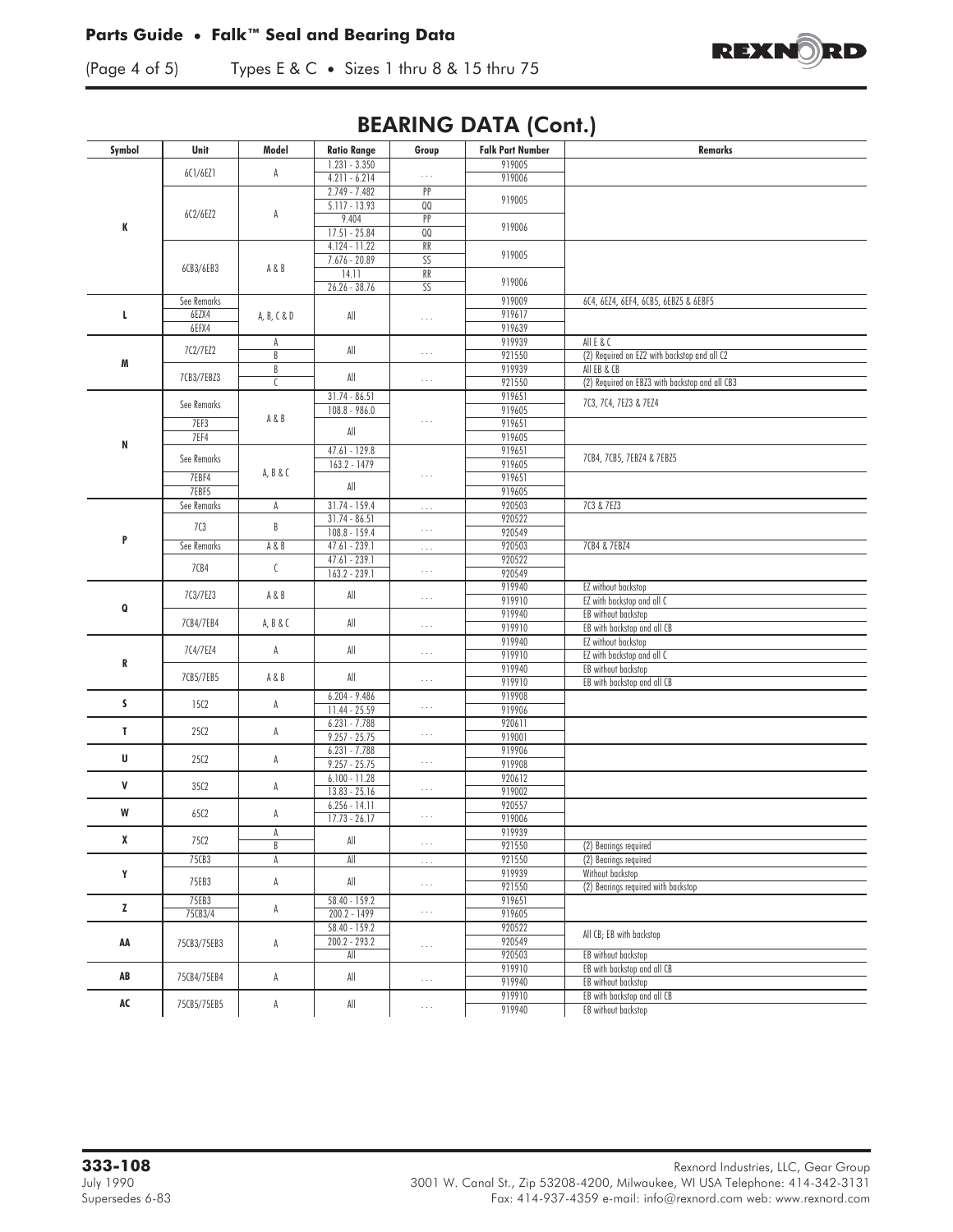# BEARING DATA (Cont.)

| Symbol | Unit | Model | Ratio Range | Group | Falk Part Number | Remarks |
|---|---|---|---|---|---|---|
| K | 6C1/6EZ1 | A | 1.231 - 3.350 | . . . | 919005 | |
| | | | 4.211 - 6.214 | | 919006 | |
| | 6C2/6EZ2 | A | 2.749 - 7.482 | PP | 919005 | |
| | | | 5.117 - 13.93 | QQ | | |
| | | | 9.404 | PP | 919006 | |
| | | | 17.51 - 25.84 | QQ | | |
| | 6CB3/6EB3 | A & B | 4.124 - 11.22 | RR | 919005 | |
| | | | 7.676 - 20.89 | SS | | |
| | | | 14.11 | RR | 919006 | |
| | | | 26.26 - 38.76 | SS | | |
| L | See Remarks | A, B, C & D | All | . . . | 919009 | 6C4, 6EZ4, 6EF4, 6CB5, 6EBZ5 & 6EBF5 |
| | 6EZX4 | | | | 919617 | |
| | 6EFX4 | | | | 919639 | |
| M | 7C2/7EZ2 | A | All | . . . | 919939 | All E & C |
| | | B | | | 921550 | (2) Required on EZ2 with backstop and all C2 |
| | 7CB3/7EBZ3 | B | All | . . . | 919939 | All EB & CB |
| | | C | | | 921550 | (2) Required on EBZ3 with backstop and all CB3 |
| N | See Remarks | A & B | 31.74 - 86.51 | . . . | 919651 | 7C3, 7C4, 7EZ3 & 7EZ4 |
| | | | 108.8 - 986.0 | | 919605 | |
| | 7EF3 | | All | | 919651 | |
| | 7EF4 | | | | 919605 | |
| | See Remarks | A, B & C | 47.61 - 129.8 | . . . | 919651 | 7CB4, 7CB5, 7EBZ4 & 7EBZ5 |
| | | | 163.2 - 1479 | | 919605 | |
| | 7EBF4 | | All | | 919651 | |
| | 7EBF5 | | | | 919605 | |
| P | See Remarks | A | 31.74 - 159.4 | . . . | 920503 | 7C3 & 7EZ3 |
| | 7C3 | B | 31.74 - 86.51 | . . . | 920522 | |
| | | | 108.8 - 159.4 | | 920549 | |
| | See Remarks | A & B | 47.61 - 239.1 | . . . | 920503 | 7CB4 & 7EBZ4 |
| | 7CB4 | C | 47.61 - 239.1 | . . . | 920522 | |
| | | | 163.2 - 239.1 | | 920549 | |
| Q | 7C3/7EZ3 | A & B | All | . . . | 919940 | EZ without backstop |
| | | | | | 919910 | EZ with backstop and all C |
| | 7CB4/7EB4 | A, B & C | All | . . . | 919940 | EB without backstop |
| | | | | | 919910 | EB with backstop and all CB |
| R | 7C4/7EZ4 | A | All | . . . | 919940 | EZ without backstop |
| | | | | | 919910 | EZ with backstop and all C |
| | 7CB5/7EB5 | A & B | All | . . . | 919940 | EB without backstop |
| | | | | | 919910 | EB with backstop and all CB |
| S | 15C2 | A | 6.204 - 9.486 | . . . | 919908 | |
| | | | 11.44 - 25.59 | | 919906 | |
| T | 25C2 | A | 6.231 - 7.788 | . . . | 920611 | |
| | | | 9.257 - 25.75 | | 919001 | |
| U | 25C2 | A | 6.231 - 7.788 | . . . | 919906 | |
| | | | 9.257 - 25.75 | | 919908 | |
| V | 35C2 | A | 6.100 - 11.28 | . . . | 920612 | |
| | | | 13.83 - 25.16 | | 919002 | |
| W | 65C2 | A | 6.256 - 14.11 | . . . | 920557 | |
| | | | 17.73 - 26.17 | | 919006 | |
| X | 75C2 | A | All | . . . | 919939 | |
| | | B | | | 921550 | (2) Bearings required |
| Y | 75CB3 | A | All | . . . | 921550 | (2) Bearings required |
| | 75EB3 | A | All | . . . | 919939 | Without backstop |
| | | | | | 921550 | (2) Bearings required with backstop |
| Z | 75EB3 | A | 58.40 - 159.2 | . . . | 919651 | |
| | 75CB3/4 | | 200.2 - 1499 | | 919605 | |
| AA | 75CB3/75EB3 | A | 58.40 - 159.2 | . . . | 920522 | All CB; EB with backstop |
| | | | 200.2 - 293.2 | | 920549 | |
| | | | All | | 920503 | EB without backstop |
| AB | 75CB4/75EB4 | A | All | . . . | 919910 | EB with backstop and all CB |
| | | | | | 919940 | EB without backstop |
| AC | 75CB5/75EB5 | A | All | . . . | 919910 | EB with backstop and all CB |
| | | | | | 919940 | EB without backstop |

**333-108**
July 1990
Supersedes 6-83

Rexnord Industries, LLC, Gear Group
3001 W. Canal St., Zip 53208-4200, Milwaukee, WI USA Telephone: 414-342-3131
Fax: 414-937-4359 e-mail: info@rexnord.com web: www.rexnord.com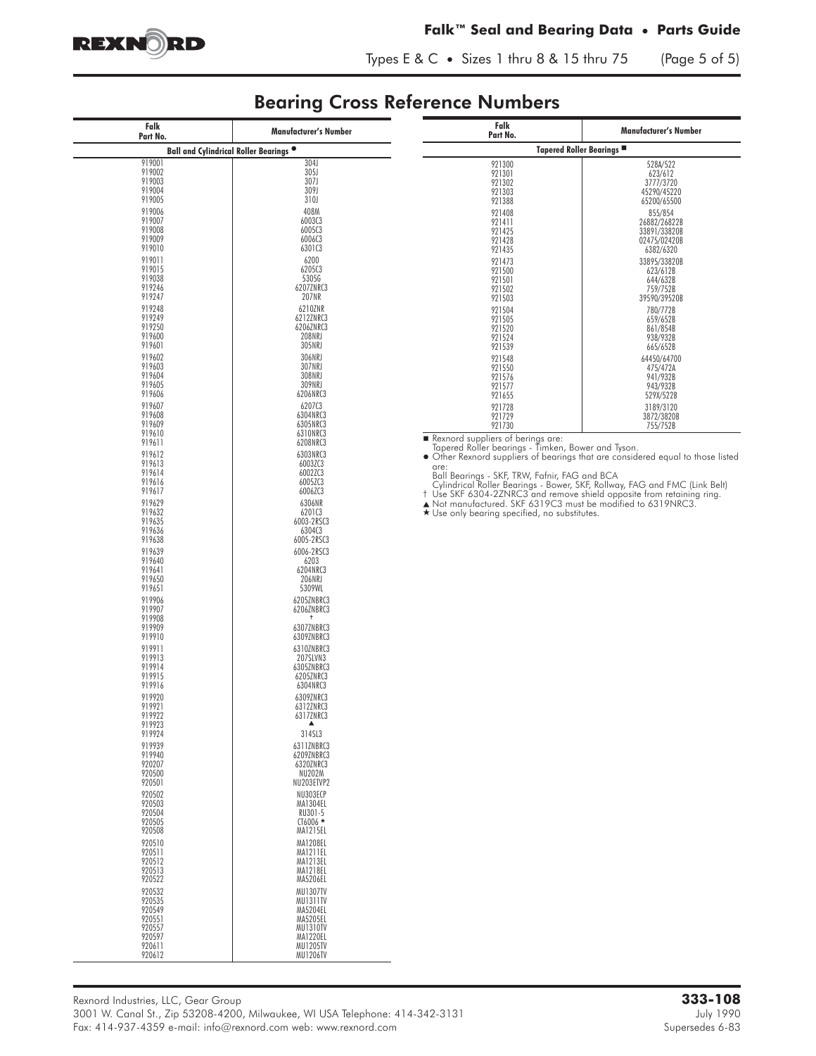# Bearing Cross Reference Numbers

| Falk Part No. | Manufacturer's Number |
|---|---|
| **Ball and Cylindrical Roller Bearings ●** | |
| 919001 | 304J |
| 919002 | 305J |
| 919003 | 307J |
| 919004 | 309J |
| 919005 | 310J |
| 919006 | 408M |
| 919007 | 6003C3 |
| 919008 | 6005C3 |
| 919009 | 6006C3 |
| 919010 | 6301C3 |
| 919011 | 6200 |
| 919015 | 6205C3 |
| 919038 | 5305G |
| 919246 | 6207ZNRC3 |
| 919247 | 207NR |
| 919248 | 6210ZNR |
| 919249 | 6212ZNRC3 |
| 919250 | 6206ZNRC3 |
| 919600 | 208NRJ |
| 919601 | 305NRJ |
| 919602 | 306NRJ |
| 919603 | 307NRJ |
| 919604 | 308NRJ |
| 919605 | 309NRJ |
| 919606 | 6206NRC3 |
| 919607 | 6207C3 |
| 919608 | 6304NRC3 |
| 919609 | 6305NRC3 |
| 919610 | 6310NRC3 |
| 919611 | 6208NRC3 |
| 919612 | 6303NRC3 |
| 919613 | 6003ZC3 |
| 919614 | 6002ZC3 |
| 919616 | 6005ZC3 |
| 919617 | 6006ZC3 |
| 919629 | 6306NR |
| 919632 | 6201C3 |
| 919635 | 6003-2RSC3 |
| 919636 | 6304C3 |
| 919638 | 6005-2RSC3 |
| 919639 | 6006-2RSC3 |
| 919640 | 6203 |
| 919641 | 6204NRC3 |
| 919650 | 206NRJ |
| 919651 | 5309WL |
| 919906 | 6205ZNBRC3 |
| 919907 | 6206ZNBRC3 |
| 919908 | † |
| 919909 | 6307ZNBRC3 |
| 919910 | 6309ZNBRC3 |
| 919911 | 6310ZNBRC3 |
| 919913 | 207SLVN3 |
| 919914 | 6305ZNBRC3 |
| 919915 | 6205ZNRC3 |
| 919916 | 6304NRC3 |
| 919920 | 6309ZNRC3 |
| 919921 | 6312ZNRC3 |
| 919922 | 6317ZNRC3 |
| 919923 | ▲ |
| 919924 | 314SL3 |
| 919939 | 6311ZNBRC3 |
| 919940 | 6209ZNBRC3 |
| 920207 | 6320ZNRC3 |
| 920500 | NU202M |
| 920501 | NU203ETVP2 |
| 920502 | NU303ECP |
| 920503 | MA1304EL |
| 920504 | RU301-5 |
| 920505 | CT6006 ★ |
| 920508 | MA1215EL |
| 920510 | MA1208EL |
| 920511 | MA1211EL |
| 920512 | MA1213EL |
| 920513 | MA1218EL |
| 920522 | MA5206EL |
| 920532 | MU1307TV |
| 920535 | MU1311TV |
| 920549 | MA5204EL |
| 920551 | MA5205EL |
| 920557 | MU1310TV |
| 920597 | MA1220EL |
| 920611 | MU1205TV |
| 920612 | MU1206TV |

| Falk Part No. | Manufacturer's Number |
|---|---|
| **Tapered Roller Bearings ■** | |
| 921300 | 528A/522 |
| 921301 | 623/612 |
| 921302 | 3777/3720 |
| 921303 | 45290/45220 |
| 921388 | 65200/65500 |
| 921408 | 855/854 |
| 921411 | 26882/26822B |
| 921425 | 33891/33820B |
| 921428 | 02475/02420B |
| 921435 | 6382/6320 |
| 921473 | 33895/33820B |
| 921500 | 623/612B |
| 921501 | 644/632B |
| 921502 | 759/752B |
| 921503 | 39590/39520B |
| 921504 | 780/772B |
| 921505 | 659/652B |
| 921520 | 861/854B |
| 921524 | 938/932B |
| 921539 | 665/652B |
| 921548 | 64450/64700 |
| 921550 | 475/472A |
| 921576 | 941/932B |
| 921577 | 943/932B |
| 921655 | 529X/522B |
| 921728 | 3189/3120 |
| 921729 | 3872/3820B |
| 921730 | 755/752B |

■ Rexnord suppliers of berings are:
Tapered Roller bearings - Timken, Bower and Tyson.

● Other Rexnord suppliers of bearings that are considered equal to those listed are:
Ball Bearings - SKF, TRW, Fafnir, FAG and BCA
Cylindrical Roller Bearings - Bower, SKF, Rollway, FAG and FMC (Link Belt)

† Use SKF 6304-2ZNRC3 and remove shield opposite from retaining ring.

▲ Not manufactured. SKF 6319C3 must be modified to 6319NRC3.

★ Use only bearing specified, no substitutes.

Rexnord Industries, LLC, Gear Group
3001 W. Canal St., Zip 53208-4200, Milwaukee, WI USA Telephone: 414-342-3131
Fax: 414-937-4359 e-mail: info@rexnord.com web: www.rexnord.com

**333-108**
July 1990
Supersedes 6-83